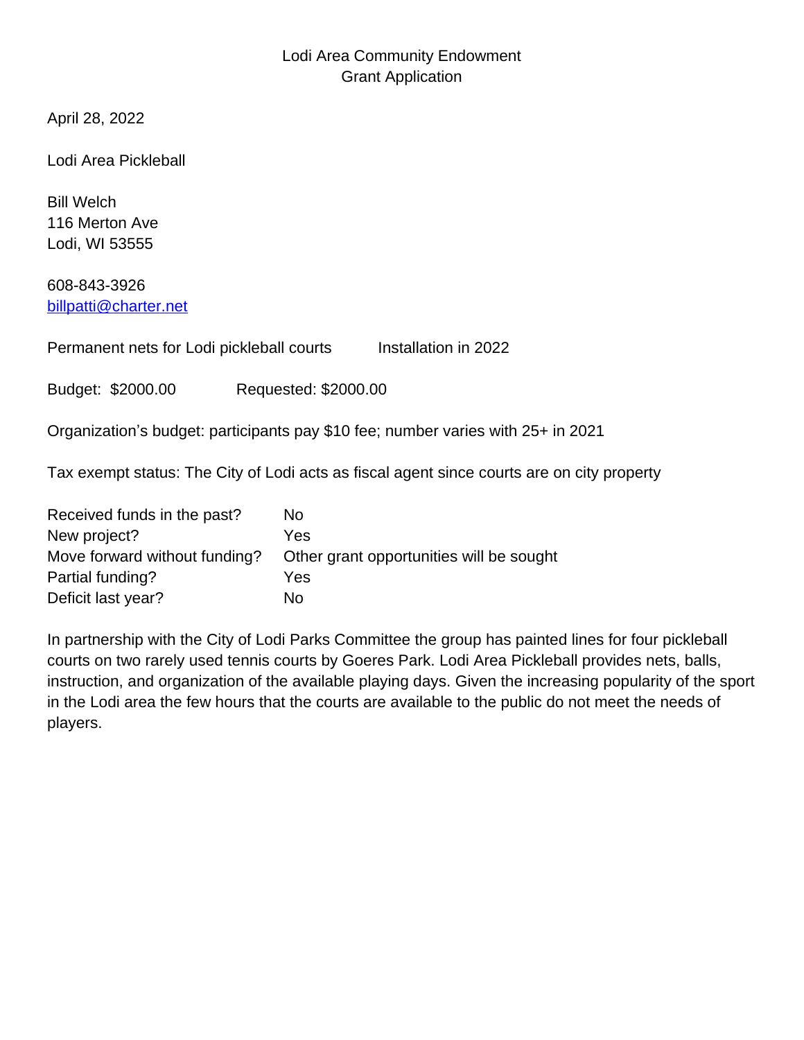Lodi Area Community Endowment
Grant Application

April 28, 2022

Lodi Area Pickleball

Bill Welch
116 Merton Ave
Lodi, WI 53555

608-843-3926
billpatti@charter.net

Permanent nets for Lodi pickleball courts    Installation in 2022

Budget: $2000.00    Requested: $2000.00

Organization's budget: participants pay $10 fee; number varies with 25+ in 2021

Tax exempt status: The City of Lodi acts as fiscal agent since courts are on city property

| | |
|---|---|
| Received funds in the past? | No |
| New project? | Yes |
| Move forward without funding? | Other grant opportunities will be sought |
| Partial funding? | Yes |
| Deficit last year? | No |

In partnership with the City of Lodi Parks Committee the group has painted lines for four pickleball courts on two rarely used tennis courts by Goeres Park. Lodi Area Pickleball provides nets, balls, instruction, and organization of the available playing days. Given the increasing popularity of the sport in the Lodi area the few hours that the courts are available to the public do not meet the needs of players.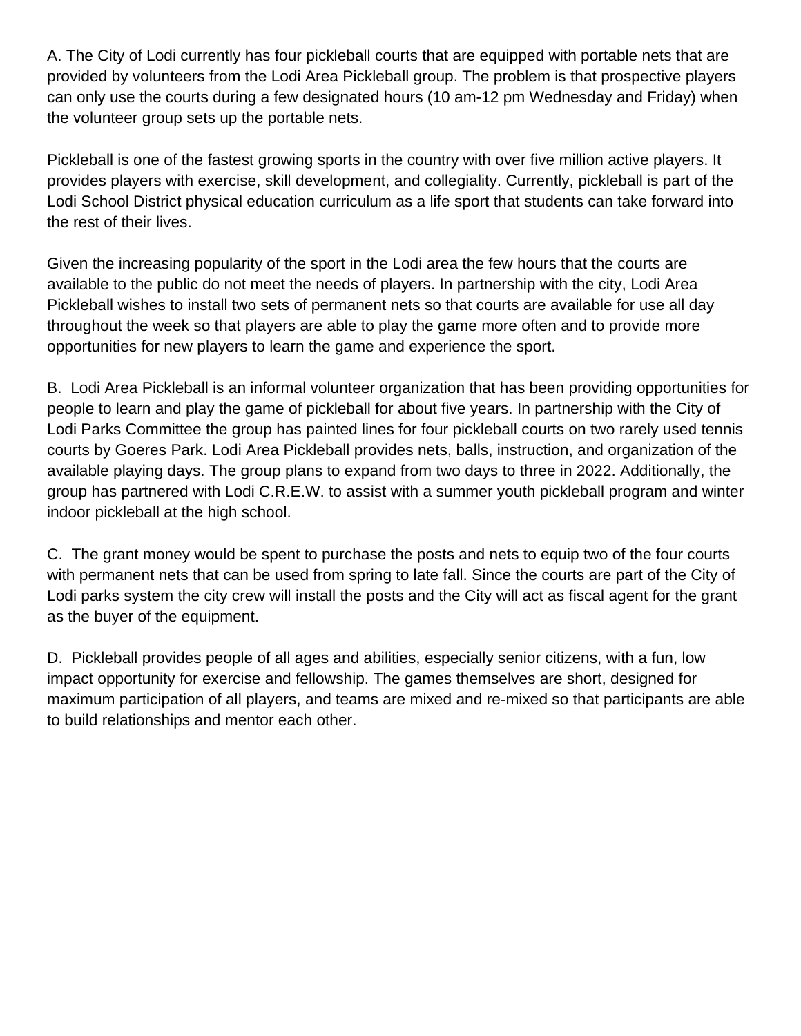A. The City of Lodi currently has four pickleball courts that are equipped with portable nets that are provided by volunteers from the Lodi Area Pickleball group. The problem is that prospective players can only use the courts during a few designated hours (10 am-12 pm Wednesday and Friday) when the volunteer group sets up the portable nets.

Pickleball is one of the fastest growing sports in the country with over five million active players. It provides players with exercise, skill development, and collegiality. Currently, pickleball is part of the Lodi School District physical education curriculum as a life sport that students can take forward into the rest of their lives.

Given the increasing popularity of the sport in the Lodi area the few hours that the courts are available to the public do not meet the needs of players. In partnership with the city, Lodi Area Pickleball wishes to install two sets of permanent nets so that courts are available for use all day throughout the week so that players are able to play the game more often and to provide more opportunities for new players to learn the game and experience the sport.

B. Lodi Area Pickleball is an informal volunteer organization that has been providing opportunities for people to learn and play the game of pickleball for about five years. In partnership with the City of Lodi Parks Committee the group has painted lines for four pickleball courts on two rarely used tennis courts by Goeres Park. Lodi Area Pickleball provides nets, balls, instruction, and organization of the available playing days. The group plans to expand from two days to three in 2022. Additionally, the group has partnered with Lodi C.R.E.W. to assist with a summer youth pickleball program and winter indoor pickleball at the high school.

C. The grant money would be spent to purchase the posts and nets to equip two of the four courts with permanent nets that can be used from spring to late fall. Since the courts are part of the City of Lodi parks system the city crew will install the posts and the City will act as fiscal agent for the grant as the buyer of the equipment.

D. Pickleball provides people of all ages and abilities, especially senior citizens, with a fun, low impact opportunity for exercise and fellowship. The games themselves are short, designed for maximum participation of all players, and teams are mixed and re-mixed so that participants are able to build relationships and mentor each other.